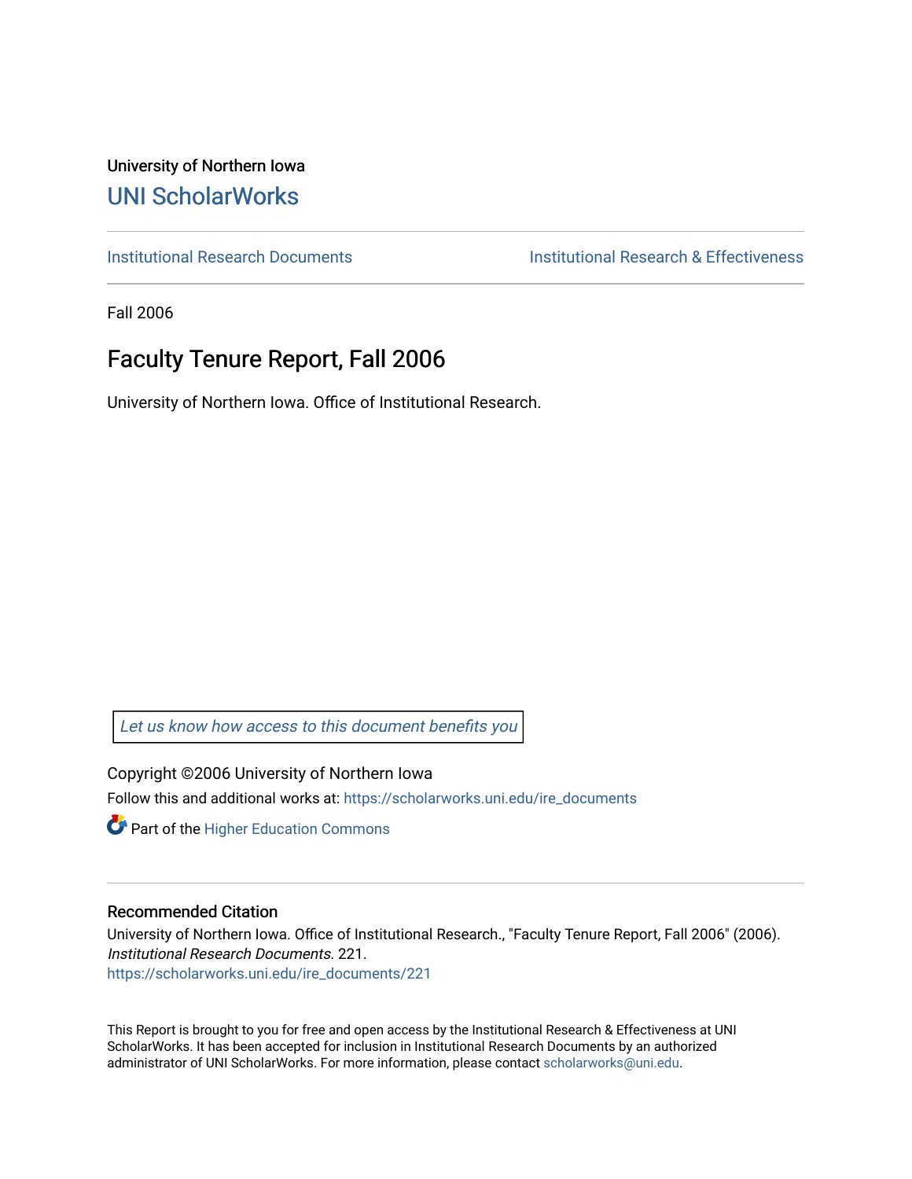University of Northern Iowa

# UNI ScholarWorks

Institutional Research Documents

Institutional Research & Effectiveness

Fall 2006

## Faculty Tenure Report, Fall 2006

University of Northern Iowa. Office of Institutional Research.

*Let us know how access to this document benefits you*

Copyright ©2006 University of Northern Iowa

Follow this and additional works at: https://scholarworks.uni.edu/ire_documents

Part of the Higher Education Commons

### Recommended Citation

University of Northern Iowa. Office of Institutional Research., "Faculty Tenure Report, Fall 2006" (2006). *Institutional Research Documents*. 221.
https://scholarworks.uni.edu/ire_documents/221

This Report is brought to you for free and open access by the Institutional Research & Effectiveness at UNI ScholarWorks. It has been accepted for inclusion in Institutional Research Documents by an authorized administrator of UNI ScholarWorks. For more information, please contact scholarworks@uni.edu.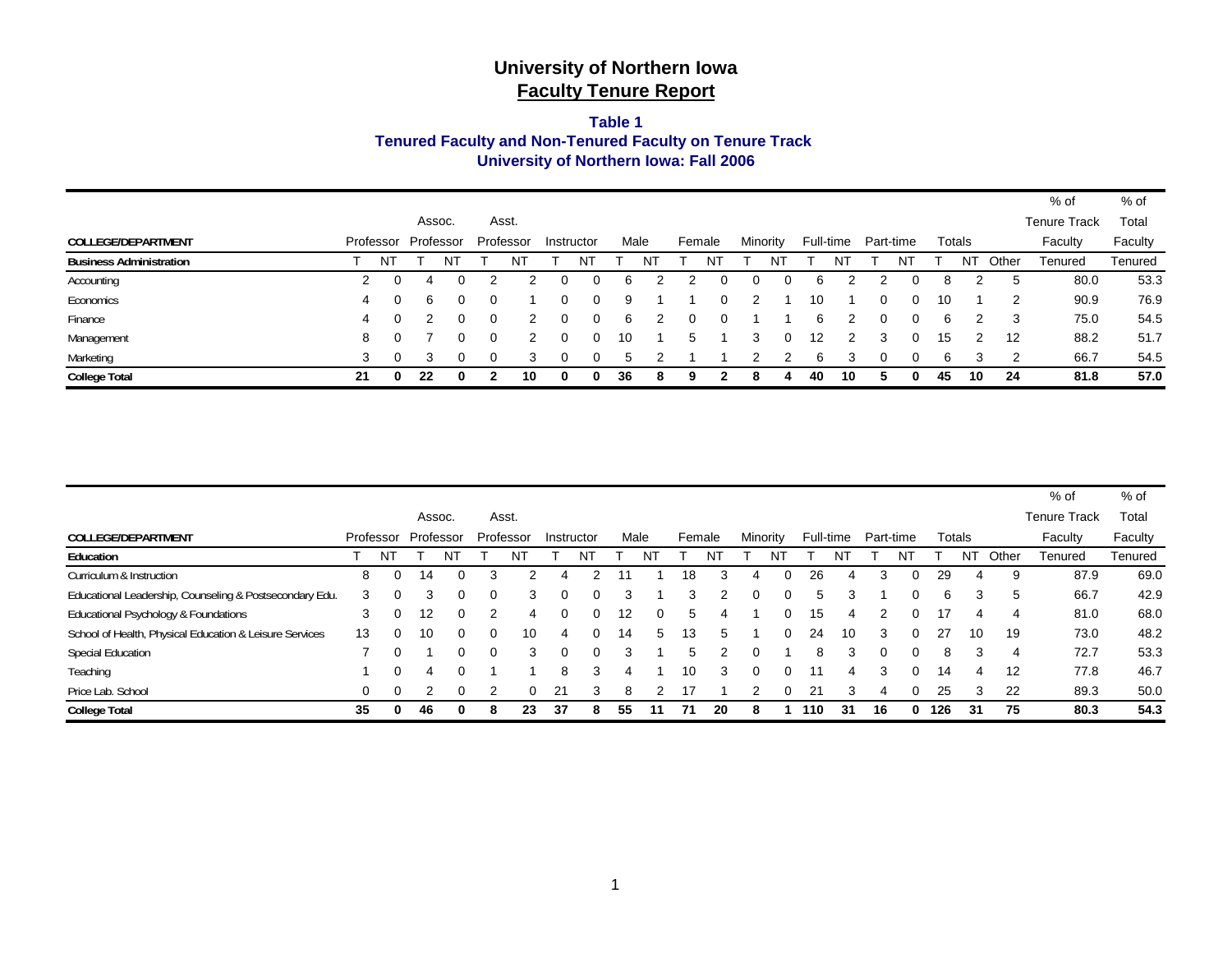# University of Northern Iowa
## Faculty Tenure Report

### Table 1
### Tenured Faculty and Non-Tenured Faculty on Tenure Track
### University of Northern Iowa: Fall 2006

| COLLEGE/DEPARTMENT | Professor | | Assoc. Professor | | Asst. Professor | | Instructor | | Male | | Female | | Minority | | Full-time | | Part-time | | Totals | | | % of Tenure Track Faculty | % of Total Faculty |
|---|---|---|---|---|---|---|---|---|---|---|---|---|---|---|---|---|---|---|---|---|---|---|---|
| **Business Administration** | T | NT | T | NT | T | NT | T | NT | T | NT | T | NT | T | NT | T | NT | T | NT | T | NT | Other | Tenured | Tenured |
| Accounting | 2 | 0 | 4 | 0 | 2 | 2 | 0 | 0 | 6 | 2 | 2 | 0 | 0 | 0 | 6 | 2 | 2 | 0 | 8 | 2 | 5 | 80.0 | 53.3 |
| Economics | 4 | 0 | 6 | 0 | 0 | 1 | 0 | 0 | 9 | 1 | 1 | 0 | 2 | 1 | 10 | 1 | 0 | 0 | 10 | 1 | 2 | 90.9 | 76.9 |
| Finance | 4 | 0 | 2 | 0 | 0 | 2 | 0 | 0 | 6 | 2 | 0 | 0 | 1 | 1 | 6 | 2 | 0 | 0 | 6 | 2 | 3 | 75.0 | 54.5 |
| Management | 8 | 0 | 7 | 0 | 0 | 2 | 0 | 0 | 10 | 1 | 5 | 1 | 3 | 0 | 12 | 2 | 3 | 0 | 15 | 2 | 12 | 88.2 | 51.7 |
| Marketing | 3 | 0 | 3 | 0 | 0 | 3 | 0 | 0 | 5 | 2 | 1 | 1 | 2 | 2 | 6 | 3 | 0 | 0 | 6 | 3 | 2 | 66.7 | 54.5 |
| **College Total** | **21** | **0** | **22** | **0** | **2** | **10** | **0** | **0** | **36** | **8** | **9** | **2** | **8** | **4** | **40** | **10** | **5** | **0** | **45** | **10** | **24** | **81.8** | **57.0** |

| COLLEGE/DEPARTMENT | Professor | | Assoc. Professor | | Asst. Professor | | Instructor | | Male | | Female | | Minority | | Full-time | | Part-time | | Totals | | | % of Tenure Track Faculty | % of Total Faculty |
|---|---|---|---|---|---|---|---|---|---|---|---|---|---|---|---|---|---|---|---|---|---|---|---|
| **Education** | T | NT | T | NT | T | NT | T | NT | T | NT | T | NT | T | NT | T | NT | T | NT | T | NT | Other | Tenured | Tenured |
| Curriculum & Instruction | 8 | 0 | 14 | 0 | 3 | 2 | 4 | 2 | 11 | 1 | 18 | 3 | 4 | 0 | 26 | 4 | 3 | 0 | 29 | 4 | 9 | 87.9 | 69.0 |
| Educational Leadership, Counseling & Postsecondary Edu. | 3 | 0 | 3 | 0 | 0 | 3 | 0 | 0 | 3 | 1 | 3 | 2 | 0 | 0 | 5 | 3 | 1 | 0 | 6 | 3 | 5 | 66.7 | 42.9 |
| Educational Psychology & Foundations | 3 | 0 | 12 | 0 | 2 | 4 | 0 | 0 | 12 | 0 | 5 | 4 | 1 | 0 | 15 | 4 | 2 | 0 | 17 | 4 | 4 | 81.0 | 68.0 |
| School of Health, Physical Education & Leisure Services | 13 | 0 | 10 | 0 | 0 | 10 | 4 | 0 | 14 | 5 | 13 | 5 | 1 | 0 | 24 | 10 | 3 | 0 | 27 | 10 | 19 | 73.0 | 48.2 |
| Special Education | 7 | 0 | 1 | 0 | 0 | 3 | 0 | 0 | 3 | 1 | 5 | 2 | 0 | 1 | 8 | 3 | 0 | 0 | 8 | 3 | 4 | 72.7 | 53.3 |
| Teaching | 1 | 0 | 4 | 0 | 1 | 1 | 8 | 3 | 4 | 1 | 10 | 3 | 0 | 0 | 11 | 4 | 3 | 0 | 14 | 4 | 12 | 77.8 | 46.7 |
| Price Lab. School | 0 | 0 | 2 | 0 | 2 | 0 | 21 | 3 | 8 | 2 | 17 | 1 | 2 | 0 | 21 | 3 | 4 | 0 | 25 | 3 | 22 | 89.3 | 50.0 |
| **College Total** | **35** | **0** | **46** | **0** | **8** | **23** | **37** | **8** | **55** | **11** | **71** | **20** | **8** | **1** | **110** | **31** | **16** | **0** | **126** | **31** | **75** | **80.3** | **54.3** |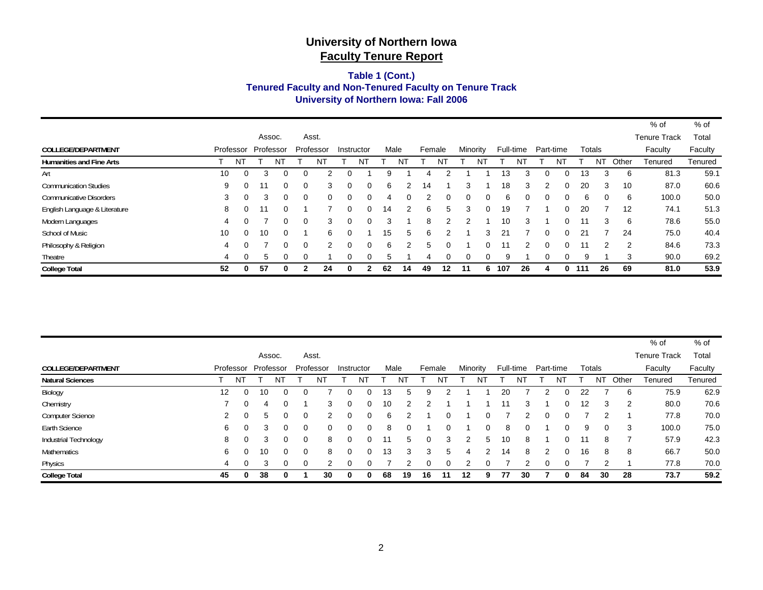# University of Northern Iowa
## Faculty Tenure Report

### Table 1 (Cont.)
### Tenured Faculty and Non-Tenured Faculty on Tenure Track
### University of Northern Iowa: Fall 2006

| COLLEGE/DEPARTMENT | Professor | | Assoc. Professor | | Asst. Professor | | Instructor | | Male | | Female | | Minority | | Full-time | | Part-time | | Totals | | | % of Tenure Track Faculty | % of Total Faculty |
|---|---|---|---|---|---|---|---|---|---|---|---|---|---|---|---|---|---|---|---|---|---|---|---|
| **Humanities and Fine Arts** | T | NT | T | NT | T | NT | T | NT | T | NT | T | NT | T | NT | T | NT | T | NT | T | NT | Other | Tenured | Tenured |
| Art | 10 | 0 | 3 | 0 | 0 | 2 | 0 | 1 | 9 | 1 | 4 | 2 | 1 | 1 | 13 | 3 | 0 | 0 | 13 | 3 | 6 | 81.3 | 59.1 |
| Communication Studies | 9 | 0 | 11 | 0 | 0 | 3 | 0 | 0 | 6 | 2 | 14 | 1 | 3 | 1 | 18 | 3 | 2 | 0 | 20 | 3 | 10 | 87.0 | 60.6 |
| Communicative Disorders | 3 | 0 | 3 | 0 | 0 | 0 | 0 | 0 | 4 | 0 | 2 | 0 | 0 | 0 | 6 | 0 | 0 | 0 | 6 | 0 | 6 | 100.0 | 50.0 |
| English Language & Literature | 8 | 0 | 11 | 0 | 1 | 7 | 0 | 0 | 14 | 2 | 6 | 5 | 3 | 0 | 19 | 7 | 1 | 0 | 20 | 7 | 12 | 74.1 | 51.3 |
| Modern Languages | 4 | 0 | 7 | 0 | 0 | 3 | 0 | 0 | 3 | 1 | 8 | 2 | 2 | 1 | 10 | 3 | 1 | 0 | 11 | 3 | 6 | 78.6 | 55.0 |
| School of Music | 10 | 0 | 10 | 0 | 1 | 6 | 0 | 1 | 15 | 5 | 6 | 2 | 1 | 3 | 21 | 7 | 0 | 0 | 21 | 7 | 24 | 75.0 | 40.4 |
| Philosophy & Religion | 4 | 0 | 7 | 0 | 0 | 2 | 0 | 0 | 6 | 2 | 5 | 0 | 1 | 0 | 11 | 2 | 0 | 0 | 11 | 2 | 2 | 84.6 | 73.3 |
| Theatre | 4 | 0 | 5 | 0 | 0 | 1 | 0 | 0 | 5 | 1 | 4 | 0 | 0 | 0 | 9 | 1 | 0 | 0 | 9 | 1 | 3 | 90.0 | 69.2 |
| **College Total** | **52** | **0** | **57** | **0** | **2** | **24** | **0** | **2** | **62** | **14** | **49** | **12** | **11** | **6** | **107** | **26** | **4** | **0** | **111** | **26** | **69** | **81.0** | **53.9** |

| COLLEGE/DEPARTMENT | Professor | | Assoc. Professor | | Asst. Professor | | Instructor | | Male | | Female | | Minority | | Full-time | | Part-time | | Totals | | | % of Tenure Track Faculty | % of Total Faculty |
|---|---|---|---|---|---|---|---|---|---|---|---|---|---|---|---|---|---|---|---|---|---|---|---|
| **Natural Sciences** | T | NT | T | NT | T | NT | T | NT | T | NT | T | NT | T | NT | T | NT | T | NT | T | NT | Other | Tenured | Tenured |
| Biology | 12 | 0 | 10 | 0 | 0 | 7 | 0 | 0 | 13 | 5 | 9 | 2 | 1 | 1 | 20 | 7 | 2 | 0 | 22 | 7 | 6 | 75.9 | 62.9 |
| Chemistry | 7 | 0 | 4 | 0 | 1 | 3 | 0 | 0 | 10 | 2 | 2 | 1 | 1 | 1 | 11 | 3 | 1 | 0 | 12 | 3 | 2 | 80.0 | 70.6 |
| Computer Science | 2 | 0 | 5 | 0 | 0 | 2 | 0 | 0 | 6 | 2 | 1 | 0 | 1 | 0 | 7 | 2 | 0 | 0 | 7 | 2 | 1 | 77.8 | 70.0 |
| Earth Science | 6 | 0 | 3 | 0 | 0 | 0 | 0 | 0 | 8 | 0 | 1 | 0 | 1 | 0 | 8 | 0 | 1 | 0 | 9 | 0 | 3 | 100.0 | 75.0 |
| Industrial Technology | 8 | 0 | 3 | 0 | 0 | 8 | 0 | 0 | 11 | 5 | 0 | 3 | 2 | 5 | 10 | 8 | 1 | 0 | 11 | 8 | 7 | 57.9 | 42.3 |
| Mathematics | 6 | 0 | 10 | 0 | 0 | 8 | 0 | 0 | 13 | 3 | 3 | 5 | 4 | 2 | 14 | 8 | 2 | 0 | 16 | 8 | 8 | 66.7 | 50.0 |
| Physics | 4 | 0 | 3 | 0 | 0 | 2 | 0 | 0 | 7 | 2 | 0 | 0 | 2 | 0 | 7 | 2 | 0 | 0 | 7 | 2 | 1 | 77.8 | 70.0 |
| **College Total** | **45** | **0** | **38** | **0** | **1** | **30** | **0** | **0** | **68** | **19** | **16** | **11** | **12** | **9** | **77** | **30** | **7** | **0** | **84** | **30** | **28** | **73.7** | **59.2** |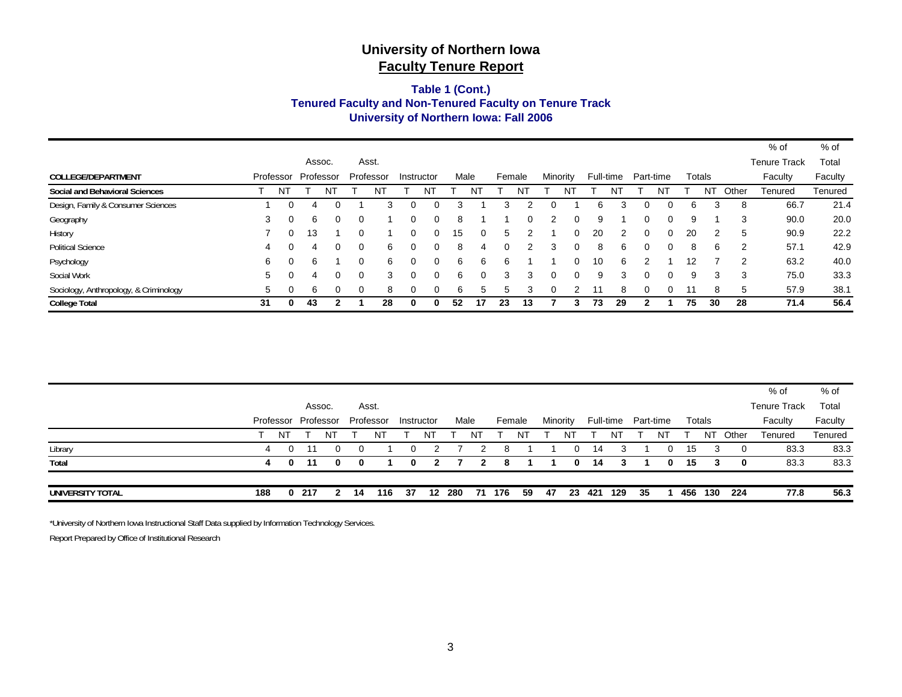# University of Northern Iowa
## Faculty Tenure Report

### Table 1 (Cont.)
### Tenured Faculty and Non-Tenured Faculty on Tenure Track
### University of Northern Iowa: Fall 2006

| COLLEGE/DEPARTMENT | Professor | | Assoc. Professor | | Asst. Professor | | Instructor | | Male | | Female | | Minority | | Full-time | | Part-time | | Totals | | | % of Tenure Track Faculty | % of Total Faculty |
|---|---|---|---|---|---|---|---|---|---|---|---|---|---|---|---|---|---|---|---|---|---|---|---|
| **Social and Behavioral Sciences** | T | NT | T | NT | T | NT | T | NT | T | NT | T | NT | T | NT | T | NT | T | NT | T | NT | Other | Tenured | Tenured |
| Design, Family & Consumer Sciences | 1 | 0 | 4 | 0 | 1 | 3 | 0 | 0 | 3 | 1 | 3 | 2 | 0 | 1 | 6 | 3 | 0 | 0 | 6 | 3 | 8 | 66.7 | 21.4 |
| Geography | 3 | 0 | 6 | 0 | 0 | 1 | 0 | 0 | 8 | 1 | 1 | 0 | 2 | 0 | 9 | 1 | 0 | 0 | 9 | 1 | 3 | 90.0 | 20.0 |
| History | 7 | 0 | 13 | 1 | 0 | 1 | 0 | 0 | 15 | 0 | 5 | 2 | 1 | 0 | 20 | 2 | 0 | 0 | 20 | 2 | 5 | 90.9 | 22.2 |
| Political Science | 4 | 0 | 4 | 0 | 0 | 6 | 0 | 0 | 8 | 4 | 0 | 2 | 3 | 0 | 8 | 6 | 0 | 0 | 8 | 6 | 2 | 57.1 | 42.9 |
| Psychology | 6 | 0 | 6 | 1 | 0 | 6 | 0 | 0 | 6 | 6 | 6 | 1 | 1 | 0 | 10 | 6 | 2 | 1 | 12 | 7 | 2 | 63.2 | 40.0 |
| Social Work | 5 | 0 | 4 | 0 | 0 | 3 | 0 | 0 | 6 | 0 | 3 | 3 | 0 | 0 | 9 | 3 | 0 | 0 | 9 | 3 | 3 | 75.0 | 33.3 |
| Sociology, Anthropology, & Criminology | 5 | 0 | 6 | 0 | 0 | 8 | 0 | 0 | 6 | 5 | 5 | 3 | 0 | 2 | 11 | 8 | 0 | 0 | 11 | 8 | 5 | 57.9 | 38.1 |
| **College Total** | **31** | **0** | **43** | **2** | **1** | **28** | **0** | **0** | **52** | **17** | **23** | **13** | **7** | **3** | **73** | **29** | **2** | **1** | **75** | **30** | **28** | **71.4** | **56.4** |

| | Professor | | Assoc. Professor | | Asst. Professor | | Instructor | | Male | | Female | | Minority | | Full-time | | Part-time | | Totals | | | % of Tenure Track Faculty | % of Total Faculty |
|---|---|---|---|---|---|---|---|---|---|---|---|---|---|---|---|---|---|---|---|---|---|---|---|
| | T | NT | T | NT | T | NT | T | NT | T | NT | T | NT | T | NT | T | NT | T | NT | T | NT | Other | Tenured | Tenured |
| Library | 4 | 0 | 11 | 0 | 0 | 1 | 0 | 2 | 7 | 2 | 8 | 1 | 1 | 0 | 14 | 3 | 1 | 0 | 15 | 3 | 0 | 83.3 | 83.3 |
| **Total** | **4** | **0** | **11** | **0** | **0** | **1** | **0** | **2** | **7** | **2** | **8** | **1** | **1** | **0** | **14** | **3** | **1** | **0** | **15** | **3** | **0** | 83.3 | 83.3 |
| **UNIVERSITY TOTAL** | **188** | **0** | **217** | **2** | **14** | **116** | **37** | **12** | **280** | **71** | **176** | **59** | **47** | **23** | **421** | **129** | **35** | **1** | **456** | **130** | **224** | **77.8** | **56.3** |

*University of Northern Iowa Instructional Staff Data supplied by Information Technology Services.

Report Prepared by Office of Institutional Research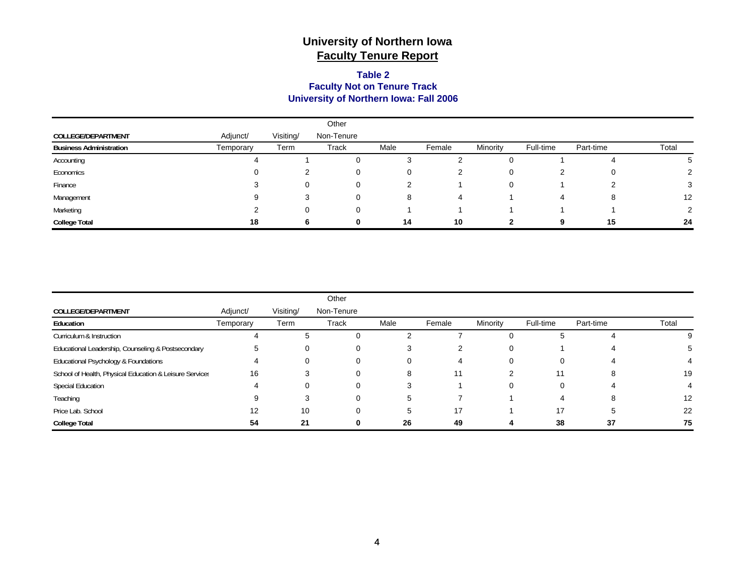# University of Northern Iowa
## Faculty Tenure Report

### Table 2
### Faculty Not on Tenure Track
### University of Northern Iowa: Fall 2006

| COLLEGE/DEPARTMENT | Adjunct/ | Visiting/ | Other Non-Tenure | | | | | | |
|---|---|---|---|---|---|---|---|---|---|
| **Business Administration** | Temporary | Term | Track | Male | Female | Minority | Full-time | Part-time | Total |
| Accounting | 4 | 1 | 0 | 3 | 2 | 0 | 1 | 4 | 5 |
| Economics | 0 | 2 | 0 | 0 | 2 | 0 | 2 | 0 | 2 |
| Finance | 3 | 0 | 0 | 2 | 1 | 0 | 1 | 2 | 3 |
| Management | 9 | 3 | 0 | 8 | 4 | 1 | 4 | 8 | 12 |
| Marketing | 2 | 0 | 0 | 1 | 1 | 1 | 1 | 1 | 2 |
| **College Total** | **18** | **6** | **0** | **14** | **10** | **2** | **9** | **15** | **24** |

| COLLEGE/DEPARTMENT | Adjunct/ | Visiting/ | Other Non-Tenure | | | | | | |
|---|---|---|---|---|---|---|---|---|---|
| **Education** | Temporary | Term | Track | Male | Female | Minority | Full-time | Part-time | Total |
| Curriculum & Instruction | 4 | 5 | 0 | 2 | 7 | 0 | 5 | 4 | 9 |
| Educational Leadership, Counseling & Postsecondary | 5 | 0 | 0 | 3 | 2 | 0 | 1 | 4 | 5 |
| Educational Psychology & Foundations | 4 | 0 | 0 | 0 | 4 | 0 | 0 | 4 | 4 |
| School of Health, Physical Education & Leisure Services | 16 | 3 | 0 | 8 | 11 | 2 | 11 | 8 | 19 |
| Special Education | 4 | 0 | 0 | 3 | 1 | 0 | 0 | 4 | 4 |
| Teaching | 9 | 3 | 0 | 5 | 7 | 1 | 4 | 8 | 12 |
| Price Lab. School | 12 | 10 | 0 | 5 | 17 | 1 | 17 | 5 | 22 |
| **College Total** | **54** | **21** | **0** | **26** | **49** | **4** | **38** | **37** | **75** |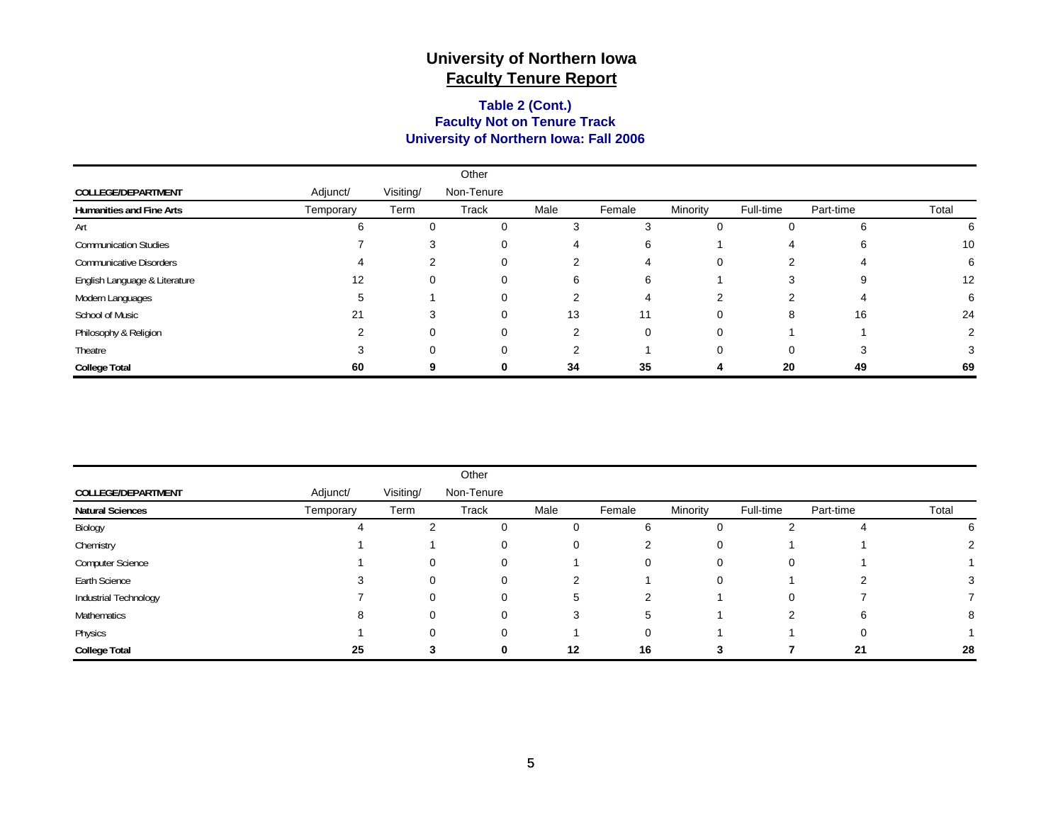# University of Northern Iowa

## Faculty Tenure Report

### Table 2 (Cont.)
### Faculty Not on Tenure Track
### University of Northern Iowa: Fall 2006

| COLLEGE/DEPARTMENT | Adjunct/ | Visiting/ | Other Non-Tenure | | | | | | |
|---|---|---|---|---|---|---|---|---|---|
| **Humanities and Fine Arts** | Temporary | Term | Track | Male | Female | Minority | Full-time | Part-time | Total |
| Art | 6 | 0 | 0 | 3 | 3 | 0 | 0 | 6 | 6 |
| Communication Studies | 7 | 3 | 0 | 4 | 6 | 1 | 4 | 6 | 10 |
| Communicative Disorders | 4 | 2 | 0 | 2 | 4 | 0 | 2 | 4 | 6 |
| English Language & Literature | 12 | 0 | 0 | 6 | 6 | 1 | 3 | 9 | 12 |
| Modern Languages | 5 | 1 | 0 | 2 | 4 | 2 | 2 | 4 | 6 |
| School of Music | 21 | 3 | 0 | 13 | 11 | 0 | 8 | 16 | 24 |
| Philosophy & Religion | 2 | 0 | 0 | 2 | 0 | 0 | 1 | 1 | 2 |
| Theatre | 3 | 0 | 0 | 2 | 1 | 0 | 0 | 3 | 3 |
| **College Total** | **60** | **9** | **0** | **34** | **35** | **4** | **20** | **49** | **69** |

| COLLEGE/DEPARTMENT | Adjunct/ | Visiting/ | Other Non-Tenure | | | | | | |
|---|---|---|---|---|---|---|---|---|---|
| **Natural Sciences** | Temporary | Term | Track | Male | Female | Minority | Full-time | Part-time | Total |
| Biology | 4 | 2 | 0 | 0 | 6 | 0 | 2 | 4 | 6 |
| Chemistry | 1 | 1 | 0 | 0 | 2 | 0 | 1 | 1 | 2 |
| Computer Science | 1 | 0 | 0 | 1 | 0 | 0 | 0 | 1 | 1 |
| Earth Science | 3 | 0 | 0 | 2 | 1 | 0 | 1 | 2 | 3 |
| Industrial Technology | 7 | 0 | 0 | 5 | 2 | 1 | 0 | 7 | 7 |
| Mathematics | 8 | 0 | 0 | 3 | 5 | 1 | 2 | 6 | 8 |
| Physics | 1 | 0 | 0 | 1 | 0 | 1 | 1 | 0 | 1 |
| **College Total** | **25** | **3** | **0** | **12** | **16** | **3** | **7** | **21** | **28** |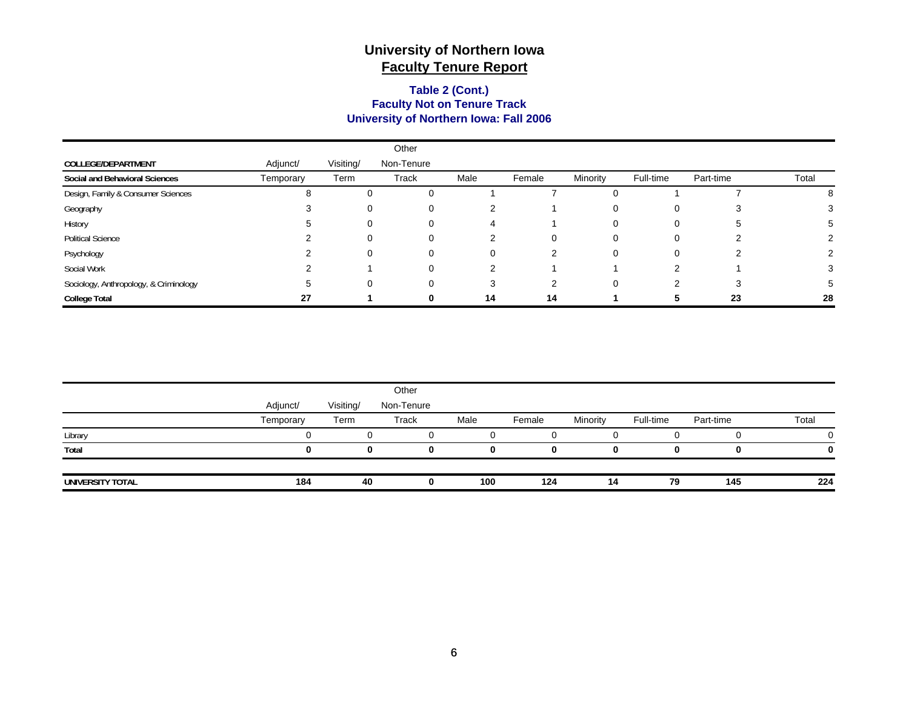# University of Northern Iowa
## Faculty Tenure Report

### Table 2 (Cont.)
### Faculty Not on Tenure Track
### University of Northern Iowa: Fall 2006

| COLLEGE/DEPARTMENT | Adjunct/ Temporary | Visiting/ Term | Other Non-Tenure Track | Male | Female | Minority | Full-time | Part-time | Total |
|---|---|---|---|---|---|---|---|---|---|
| **Social and Behavioral Sciences** | | | | | | | | | |
| Design, Family & Consumer Sciences | 8 | 0 | 0 | 1 | 7 | 0 | 1 | 7 | 8 |
| Geography | 3 | 0 | 0 | 2 | 1 | 0 | 0 | 3 | 3 |
| History | 5 | 0 | 0 | 4 | 1 | 0 | 0 | 5 | 5 |
| Political Science | 2 | 0 | 0 | 2 | 0 | 0 | 0 | 2 | 2 |
| Psychology | 2 | 0 | 0 | 0 | 2 | 0 | 0 | 2 | 2 |
| Social Work | 2 | 1 | 0 | 2 | 1 | 1 | 2 | 1 | 3 |
| Sociology, Anthropology, & Criminology | 5 | 0 | 0 | 3 | 2 | 0 | 2 | 3 | 5 |
| **College Total** | **27** | **1** | **0** | **14** | **14** | **1** | **5** | **23** | **28** |

| | Adjunct/ Temporary | Visiting/ Term | Other Non-Tenure Track | Male | Female | Minority | Full-time | Part-time | Total |
|---|---|---|---|---|---|---|---|---|---|
| Library | 0 | 0 | 0 | 0 | 0 | 0 | 0 | 0 | 0 |
| **Total** | **0** | **0** | **0** | **0** | **0** | **0** | **0** | **0** | **0** |
| **UNIVERSITY TOTAL** | **184** | **40** | **0** | **100** | **124** | **14** | **79** | **145** | **224** |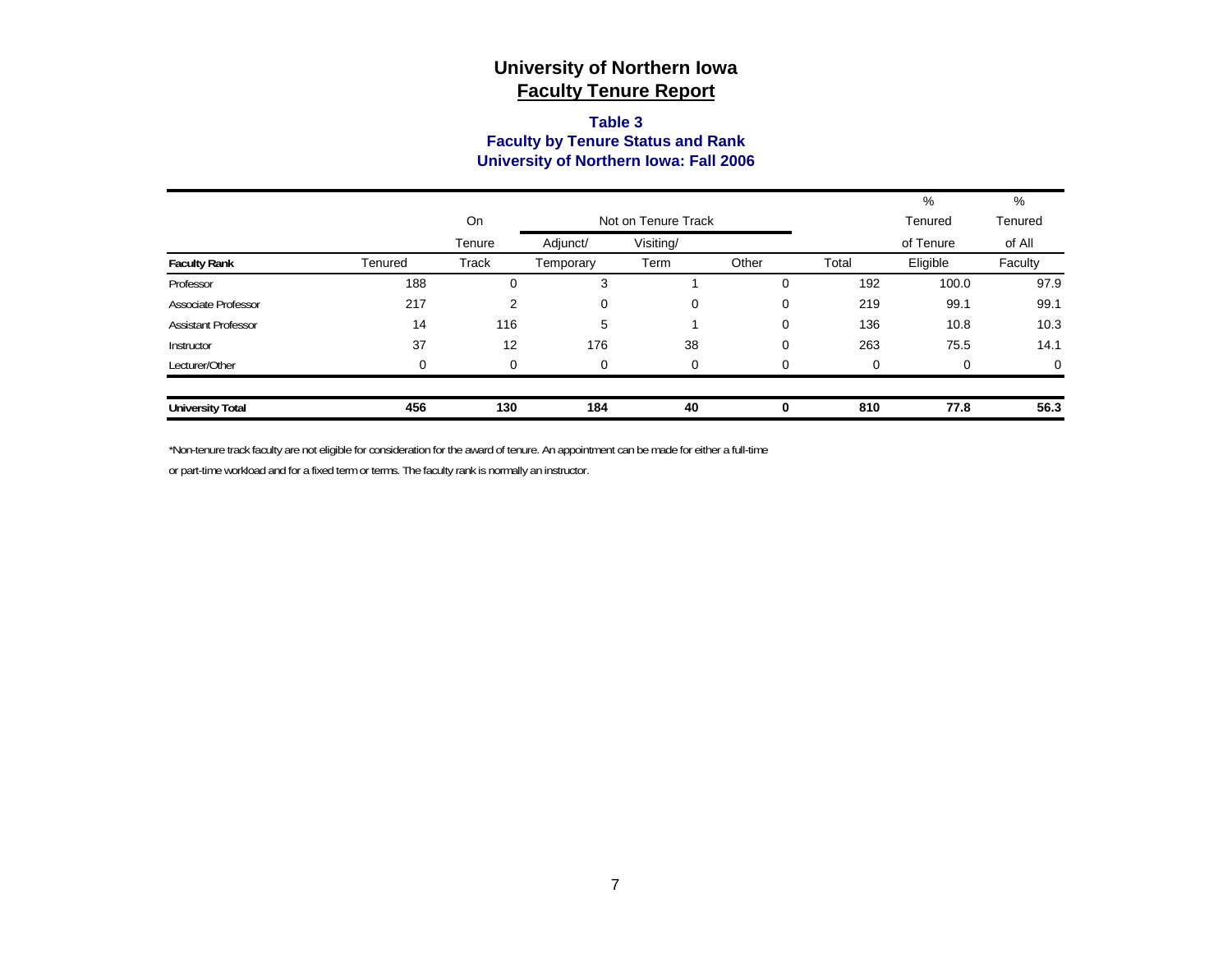# University of Northern Iowa
## Faculty Tenure Report

### Table 3
### Faculty by Tenure Status and Rank
### University of Northern Iowa: Fall 2006

| Faculty Rank | Tenured | On Tenure Track | Not on Tenure Track: Adjunct/ Temporary | Visiting/ Term | Other | Total | % Tenured of Tenure Eligible | % Tenured of All Faculty |
|---|---|---|---|---|---|---|---|---|
| Professor | 188 | 0 | 3 | 1 | 0 | 192 | 100.0 | 97.9 |
| Associate Professor | 217 | 2 | 0 | 0 | 0 | 219 | 99.1 | 99.1 |
| Assistant Professor | 14 | 116 | 5 | 1 | 0 | 136 | 10.8 | 10.3 |
| Instructor | 37 | 12 | 176 | 38 | 0 | 263 | 75.5 | 14.1 |
| Lecturer/Other | 0 | 0 | 0 | 0 | 0 | 0 | 0 | 0 |
| **University Total** | **456** | **130** | **184** | **40** | **0** | **810** | **77.8** | **56.3** |

*Non-tenure track faculty are not eligible for consideration for the award of tenure. An appointment can be made for either a full-time or part-time workload and for a fixed term or terms. The faculty rank is normally an instructor.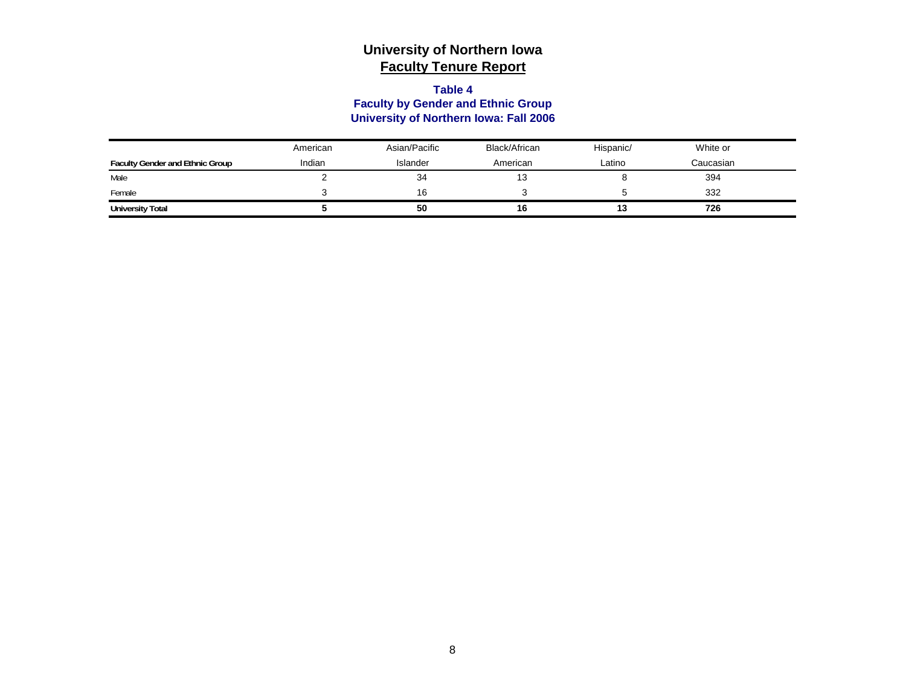# University of Northern Iowa

## Faculty Tenure Report

### Table 4
### Faculty by Gender and Ethnic Group
### University of Northern Iowa: Fall 2006

| Faculty Gender and Ethnic Group | American Indian | Asian/Pacific Islander | Black/African American | Hispanic/ Latino | White or Caucasian |
|---|---|---|---|---|---|
| Male | 2 | 34 | 13 | 8 | 394 |
| Female | 3 | 16 | 3 | 5 | 332 |
| **University Total** | **5** | **50** | **16** | **13** | **726** |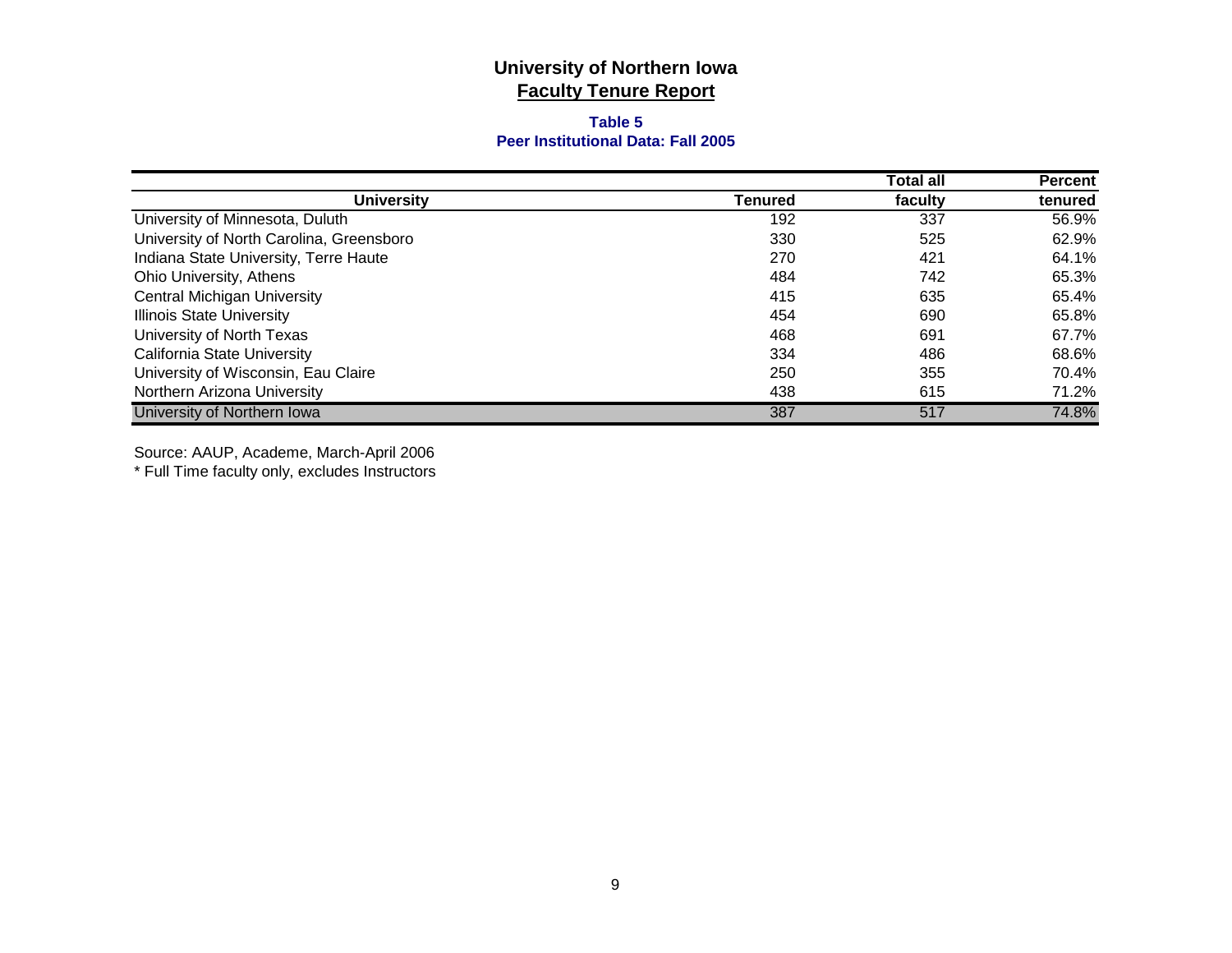# University of Northern Iowa

## Faculty Tenure Report

### Table 5

### Peer Institutional Data: Fall 2005

| University | Tenured | Total all faculty | Percent tenured |
|---|---|---|---|
| University of Minnesota, Duluth | 192 | 337 | 56.9% |
| University of North Carolina, Greensboro | 330 | 525 | 62.9% |
| Indiana State University, Terre Haute | 270 | 421 | 64.1% |
| Ohio University, Athens | 484 | 742 | 65.3% |
| Central Michigan University | 415 | 635 | 65.4% |
| Illinois State University | 454 | 690 | 65.8% |
| University of North Texas | 468 | 691 | 67.7% |
| California State University | 334 | 486 | 68.6% |
| University of Wisconsin, Eau Claire | 250 | 355 | 70.4% |
| Northern Arizona University | 438 | 615 | 71.2% |
| University of Northern Iowa | 387 | 517 | 74.8% |

Source: AAUP, Academe, March-April 2006

* Full Time faculty only, excludes Instructors